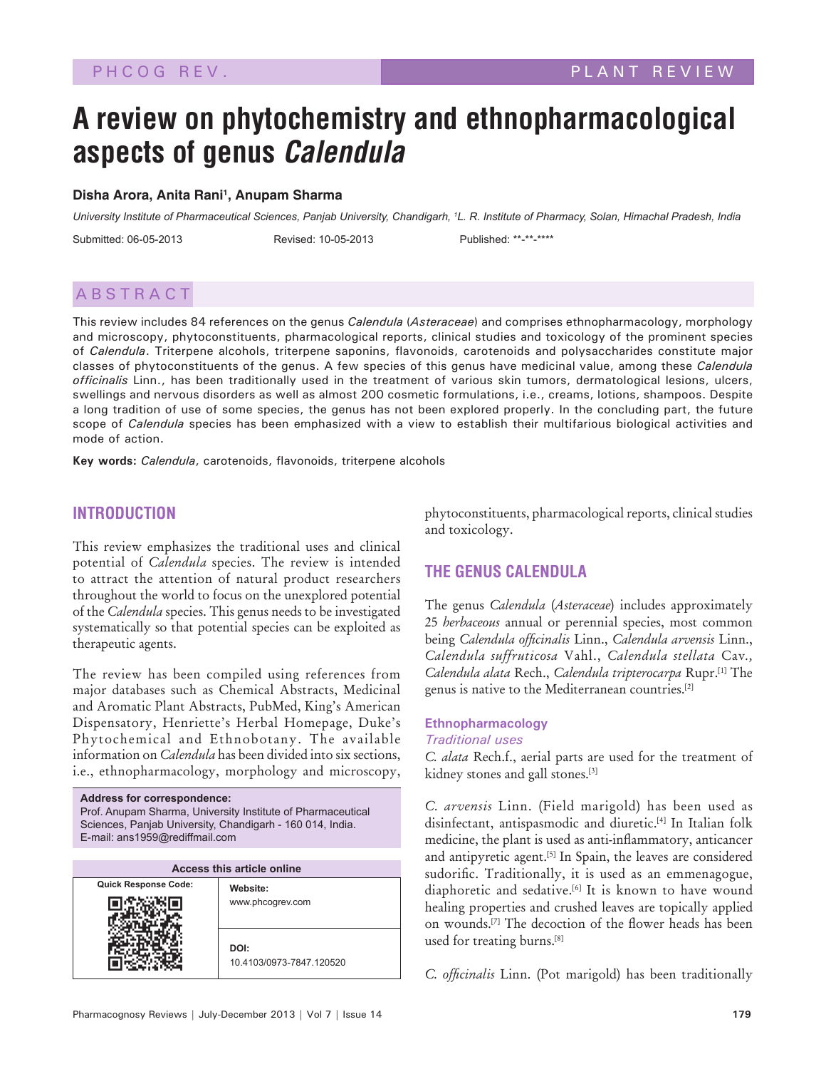# A review on phytochemistry and ethnopharmacological aspects of genus *Calendula*

**Disha Arora, Anita Rani[1], Anupam Sharma**

*University Institute of Pharmaceutical Sciences, Panjab University, Chandigarh, [1]L. R. Institute of Pharmacy, Solan, Himachal Pradesh, India*

Submitted: 06-05-2013 Revised: 10-05-2013 Published: \*\*-\*\*-\*\*\*\*

## ABSTRACT

This review includes 84 references on the genus *Calendula* (*Asteraceae*) and comprises ethnopharmacology, morphology and microscopy, phytoconstituents, pharmacological reports, clinical studies and toxicology of the prominent species of *Calendula*. Triterpene alcohols, triterpene saponins, flavonoids, carotenoids and polysaccharides constitute major classes of phytoconstituents of the genus. A few species of this genus have medicinal value, among these *Calendula officinalis* Linn., has been traditionally used in the treatment of various skin tumors, dermatological lesions, ulcers, swellings and nervous disorders as well as almost 200 cosmetic formulations, i.e., creams, lotions, shampoos. Despite a long tradition of use of some species, the genus has not been explored properly. In the concluding part, the future scope of *Calendula* species has been emphasized with a view to establish their multifarious biological activities and mode of action.

**Key words:** *Calendula*, carotenoids, flavonoids, triterpene alcohols

## INTRODUCTION

This review emphasizes the traditional uses and clinical potential of *Calendula* species. The review is intended to attract the attention of natural product researchers throughout the world to focus on the unexplored potential of the *Calendula* species. This genus needs to be investigated systematically so that potential species can be exploited as therapeutic agents.

The review has been compiled using references from major databases such as Chemical Abstracts, Medicinal and Aromatic Plant Abstracts, PubMed, King's American Dispensatory, Henriette's Herbal Homepage, Duke's Phytochemical and Ethnobotany. The available information on *Calendula* has been divided into six sections, i.e., ethnopharmacology, morphology and microscopy, phytoconstituents, pharmacological reports, clinical studies and toxicology.

**Address for correspondence:**
Prof. Anupam Sharma, University Institute of Pharmaceutical Sciences, Panjab University, Chandigarh - 160 014, India.
E-mail: ans1959@rediffmail.com

| Access this article online | |
|---|---|
| Quick Response Code: | Website: www.phcogrev.com |
| | DOI: 10.4103/0973-7847.120520 |

## THE GENUS CALENDULA

The genus *Calendula* (*Asteraceae*) includes approximately 25 *herbaceous* annual or perennial species, most common being *Calendula officinalis* Linn., *Calendula arvensis* Linn., *Calendula suffruticosa* Vahl., *Calendula stellata* Cav., *Calendula alata* Rech., *Calendula tripterocarpa* Rupr.[1] The genus is native to the Mediterranean countries.[2]

### Ethnopharmacology

#### *Traditional uses*

*C. alata* Rech.f., aerial parts are used for the treatment of kidney stones and gall stones.[3]

*C. arvensis* Linn. (Field marigold) has been used as disinfectant, antispasmodic and diuretic.[4] In Italian folk medicine, the plant is used as anti-inflammatory, anticancer and antipyretic agent.[5] In Spain, the leaves are considered sudorific. Traditionally, it is used as an emmenagogue, diaphoretic and sedative.[6] It is known to have wound healing properties and crushed leaves are topically applied on wounds.[7] The decoction of the flower heads has been used for treating burns.[8]

*C. officinalis* Linn. (Pot marigold) has been traditionally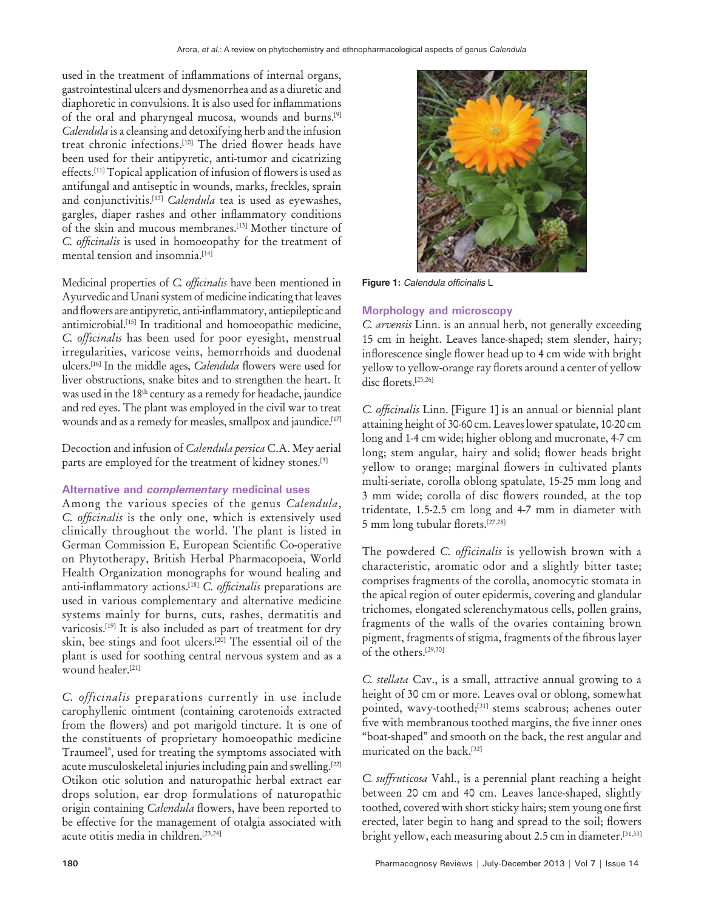used in the treatment of inflammations of internal organs, gastrointestinal ulcers and dysmenorrhea and as a diuretic and diaphoretic in convulsions. It is also used for inflammations of the oral and pharyngeal mucosa, wounds and burns.[9] *Calendula* is a cleansing and detoxifying herb and the infusion treat chronic infections.[10] The dried flower heads have been used for their antipyretic, anti-tumor and cicatrizing effects.[11] Topical application of infusion of flowers is used as antifungal and antiseptic in wounds, marks, freckles, sprain and conjunctivitis.[12] *Calendula* tea is used as eyewashes, gargles, diaper rashes and other inflammatory conditions of the skin and mucous membranes.[13] Mother tincture of *C. officinalis* is used in homoeopathy for the treatment of mental tension and insomnia.[14]

Medicinal properties of *C. officinalis* have been mentioned in Ayurvedic and Unani system of medicine indicating that leaves and flowers are antipyretic, anti-inflammatory, antiepileptic and antimicrobial.[15] In traditional and homoeopathic medicine, *C. officinalis* has been used for poor eyesight, menstrual irregularities, varicose veins, hemorrhoids and duodenal ulcers.[16] In the middle ages, *Calendula* flowers were used for liver obstructions, snake bites and to strengthen the heart. It was used in the 18th century as a remedy for headache, jaundice and red eyes. The plant was employed in the civil war to treat wounds and as a remedy for measles, smallpox and jaundice.[17]

Decoction and infusion of *Calendula persica* C.A. Mey aerial parts are employed for the treatment of kidney stones.[3]

### Alternative and *complementary* medicinal uses

Among the various species of the genus *Calendula*, *C. officinalis* is the only one, which is extensively used clinically throughout the world. The plant is listed in German Commission E, European Scientific Co-operative on Phytotherapy, British Herbal Pharmacopoeia, World Health Organization monographs for wound healing and anti-inflammatory actions.[18] *C. officinalis* preparations are used in various complementary and alternative medicine systems mainly for burns, cuts, rashes, dermatitis and varicosis.[19] It is also included as part of treatment for dry skin, bee stings and foot ulcers.[20] The essential oil of the plant is used for soothing central nervous system and as a wound healer.[21]

*C. officinalis* preparations currently in use include carophyllenic ointment (containing carotenoids extracted from the flowers) and pot marigold tincture. It is one of the constituents of proprietary homoeopathic medicine Traumeel®, used for treating the symptoms associated with acute musculoskeletal injuries including pain and swelling.[22] Otikon otic solution and naturopathic herbal extract ear drops solution, ear drop formulations of naturopathic origin containing *Calendula* flowers, have been reported to be effective for the management of otalgia associated with acute otitis media in children.[23,24]

Figure 1: *Calendula officinalis* L

### Morphology and microscopy

*C. arvensis* Linn. is an annual herb, not generally exceeding 15 cm in height. Leaves lance-shaped; stem slender, hairy; inflorescence single flower head up to 4 cm wide with bright yellow to yellow-orange ray florets around a center of yellow disc florets.[25,26]

*C. officinalis* Linn. [Figure 1] is an annual or biennial plant attaining height of 30-60 cm. Leaves lower spatulate, 10-20 cm long and 1-4 cm wide; higher oblong and mucronate, 4-7 cm long; stem angular, hairy and solid; flower heads bright yellow to orange; marginal flowers in cultivated plants multi-seriate, corolla oblong spatulate, 15-25 mm long and 3 mm wide; corolla of disc flowers rounded, at the top tridentate, 1.5-2.5 cm long and 4-7 mm in diameter with 5 mm long tubular florets.[27,28]

The powdered *C. officinalis* is yellowish brown with a characteristic, aromatic odor and a slightly bitter taste; comprises fragments of the corolla, anomocytic stomata in the apical region of outer epidermis, covering and glandular trichomes, elongated sclerenchymatous cells, pollen grains, fragments of the walls of the ovaries containing brown pigment, fragments of stigma, fragments of the fibrous layer of the others.[29,30]

*C. stellata* Cav., is a small, attractive annual growing to a height of 30 cm or more. Leaves oval or oblong, somewhat pointed, wavy-toothed;[31] stems scabrous; achenes outer five with membranous toothed margins, the five inner ones "boat-shaped" and smooth on the back, the rest angular and muricated on the back.[32]

*C. suffruticosa* Vahl., is a perennial plant reaching a height between 20 cm and 40 cm. Leaves lance-shaped, slightly toothed, covered with short sticky hairs; stem young one first erected, later begin to hang and spread to the soil; flowers bright yellow, each measuring about 2.5 cm in diameter.[31,33]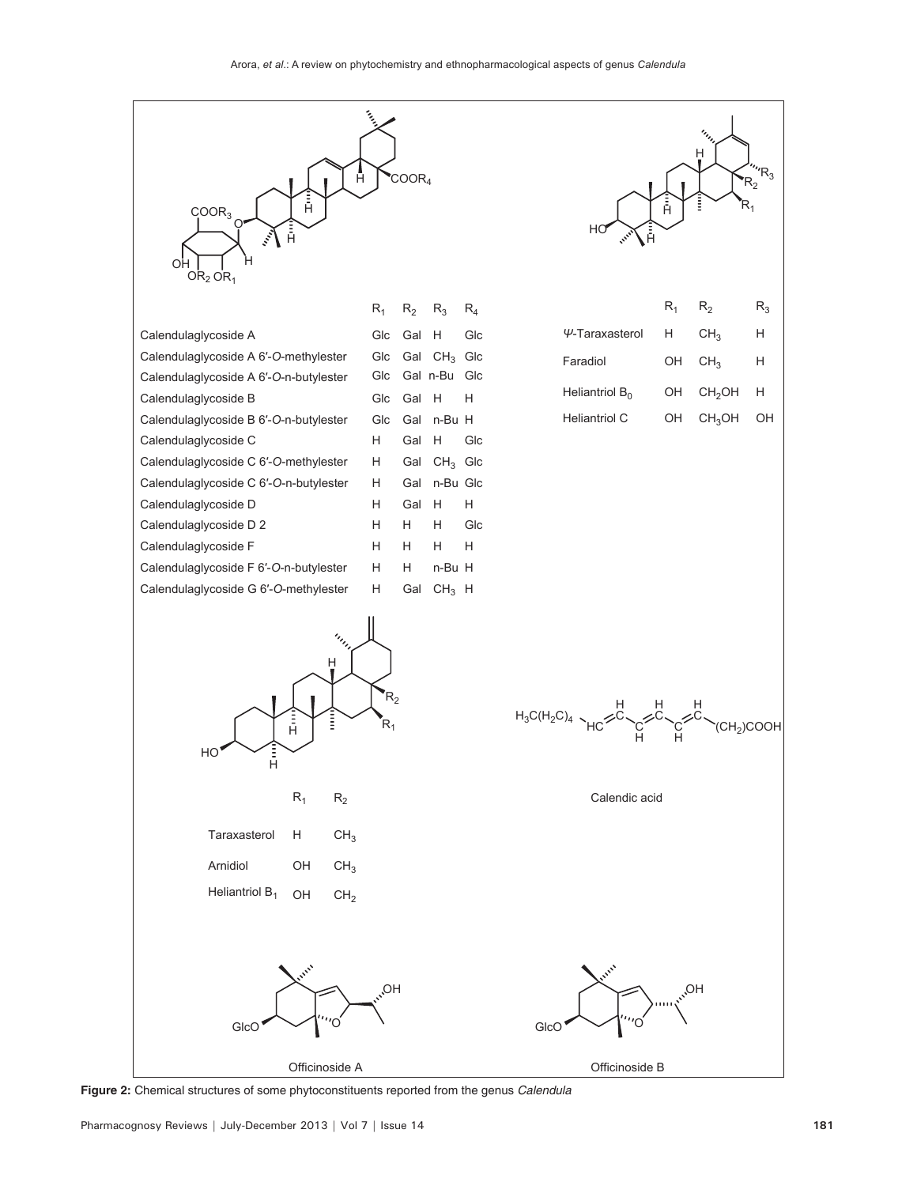| | $R_1$ | $R_2$ | $R_3$ | $R_4$ |
|---|---|---|---|---|
| Calendulaglycoside A | Glc | Gal | H | Glc |
| Calendulaglycoside A 6′-*O*-methylester | Glc | Gal | $CH_3$ | Glc |
| Calendulaglycoside A 6′-*O*-n-butylester | Glc | Gal | n-Bu | Glc |
| Calendulaglycoside B | Glc | Gal | H | H |
| Calendulaglycoside B 6′-*O*-n-butylester | Glc | Gal | n-Bu | H |
| Calendulaglycoside C | H | Gal | H | Glc |
| Calendulaglycoside C 6′-*O*-methylester | H | Gal | $CH_3$ | Glc |
| Calendulaglycoside C 6′-*O*-n-butylester | H | Gal | n-Bu | Glc |
| Calendulaglycoside D | H | Gal | H | H |
| Calendulaglycoside D 2 | H | H | H | Glc |
| Calendulaglycoside F | H | H | H | H |
| Calendulaglycoside F 6′-*O*-n-butylester | H | H | n-Bu | H |
| Calendulaglycoside G 6′-*O*-methylester | H | Gal | $CH_3$ | H |

| | $R_1$ | $R_2$ | $R_3$ |
|---|---|---|---|
| Ψ-Taraxasterol | H | $CH_3$ | H |
| Faradiol | OH | $CH_3$ | H |
| Heliantriol $B_0$ | OH | $CH_2OH$ | H |
| Heliantriol C | OH | $CH_3OH$ | OH |

| | $R_1$ | $R_2$ |
|---|---|---|
| Taraxasterol | H | $CH_3$ |
| Arnidiol | OH | $CH_3$ |
| Heliantriol $B_1$ | OH | $CH_2$ |

Calendic acid

Officinoside A

Officinoside B

**Figure 2:** Chemical structures of some phytoconstituents reported from the genus *Calendula*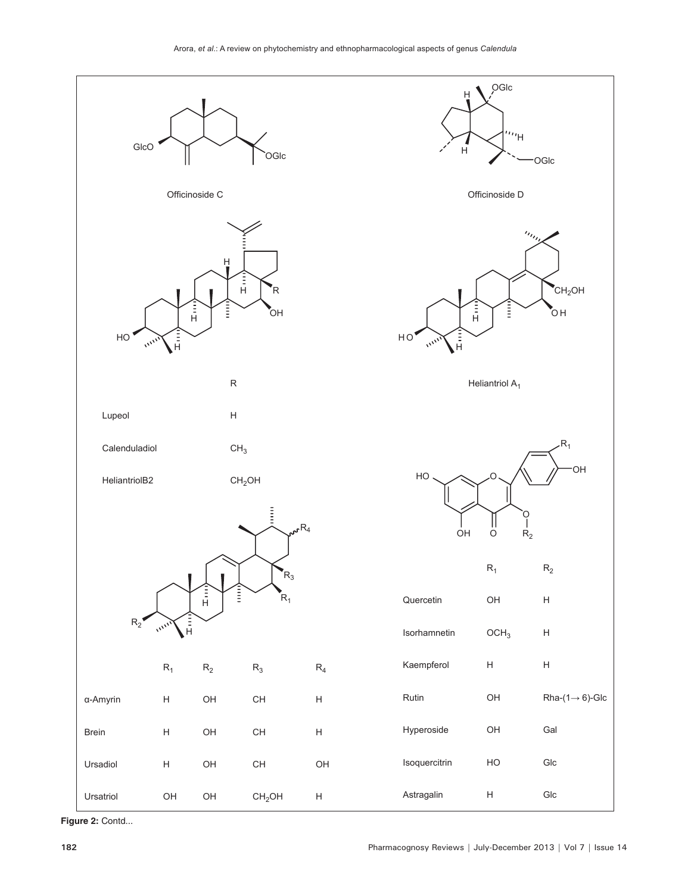Officinoside C

Officinoside D

Heliantriol $A_1$

| | R |
|---|---|
| Lupeol | H |
| Calenduladiol | $CH_3$ |
| HeliantriolB2 | $CH_2OH$ |

| | $R_1$ | $R_2$ | $R_3$ | $R_4$ |
|---|---|---|---|---|
| α-Amyrin | H | OH | CH | H |
| Brein | H | OH | CH | H |
| Ursadiol | H | OH | CH | OH |
| Ursatriol | OH | OH | $CH_2OH$ | H |

| | $R_1$ | $R_2$ |
|---|---|---|
| Quercetin | OH | H |
| Isorhamnetin | $OCH_3$ | H |
| Kaempferol | H | H |
| Rutin | OH | Rha-(1→ 6)-Glc |
| Hyperoside | OH | Gal |
| Isoquercitrin | HO | Glc |
| Astragalin | H | Glc |

**Figure 2:** Contd...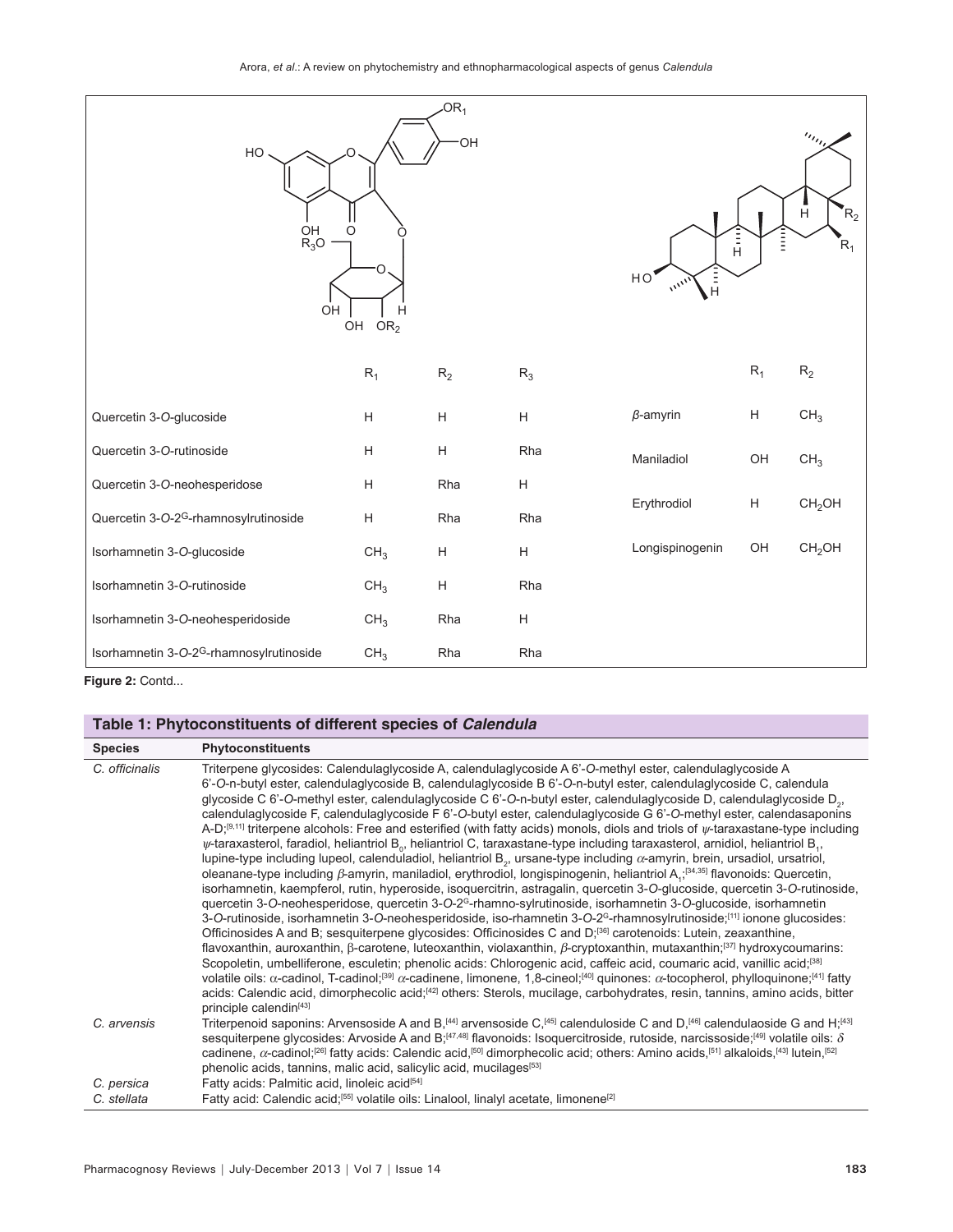| | $R_1$ | $R_2$ | $R_3$ |
|---|---|---|---|
| Quercetin 3-*O*-glucoside | H | H | H |
| Quercetin 3-*O*-rutinoside | H | H | Rha |
| Quercetin 3-*O*-neohesperidose | H | Rha | H |
| Quercetin 3-*O*-2$^G$-rhamnosylrutinoside | H | Rha | Rha |
| Isorhamnetin 3-*O*-glucoside | $CH_3$ | H | H |
| Isorhamnetin 3-*O*-rutinoside | $CH_3$ | H | Rha |
| Isorhamnetin 3-*O*-neohesperidoside | $CH_3$ | Rha | H |
| Isorhamnetin 3-*O*-2$^G$-rhamnosylrutinoside | $CH_3$ | Rha | Rha |

| | $R_1$ | $R_2$ |
|---|---|---|
| *β*-amyrin | H | $CH_3$ |
| Maniladiol | OH | $CH_3$ |
| Erythrodiol | H | $CH_2OH$ |
| Longispinogenin | OH | $CH_2OH$ |

**Figure 2:** Contd...

**Table 1: Phytoconstituents of different species of *Calendula***

| Species | Phytoconstituents |
|---|---|
| *C. officinalis* | Triterpene glycosides: Calendulaglycoside A, calendulaglycoside A 6'-*O*-methyl ester, calendulaglycoside A 6'-*O*-n-butyl ester, calendulaglycoside B, calendulaglycoside B 6'-*O*-n-butyl ester, calendulaglycoside C, calendula glycoside C 6'-*O*-methyl ester, calendulaglycoside C 6'-*O*-n-butyl ester, calendulaglycoside D, calendulaglycoside $D_2$, calendulaglycoside F, calendulaglycoside F 6'-*O*-butyl ester, calendulaglycoside G 6'-*O*-methyl ester, calendasaponins A-D;[9,11] triterpene alcohols: Free and esterified (with fatty acids) monols, diols and triols of *ψ*-taraxastane-type including *ψ*-taraxasterol, faradiol, heliantriol $B_0$, heliantriol C, taraxastane-type including taraxasterol, arnidiol, heliantriol $B_1$, lupine-type including lupeol, calenduladiol, heliantriol $B_2$, ursane-type including *α*-amyrin, brein, ursadiol, ursatriol, oleanane-type including *β*-amyrin, maniladiol, erythrodiol, longispinogenin, heliantriol $A_1$;[34,35] flavonoids: Quercetin, isorhamnetin, kaempferol, rutin, hyperoside, isoquercitrin, astragalin, quercetin 3-*O*-glucoside, quercetin 3-*O*-rutinoside, quercetin 3-*O*-neohesperidose, quercetin 3-*O*-2$^G$-rhamno-sylrutinoside, isorhamnetin 3-*O*-glucoside, isorhamnetin 3-*O*-rutinoside, isorhamnetin 3-*O*-neohesperidoside, iso-rhamnetin 3-*O*-2$^G$-rhamnosylrutinoside;[11] ionone glucosides: Officinosides A and B; sesquiterpene glycosides: Officinosides C and D;[36] carotenoids: Lutein, zeaxanthine, flavoxanthin, auroxanthin, β-carotene, luteoxanthin, violaxanthin, *β*-cryptoxanthin, mutaxanthin;[37] hydroxycoumarins: Scopoletin, umbelliferone, esculetin; phenolic acids: Chlorogenic acid, caffeic acid, coumaric acid, vanillic acid;[38] volatile oils: *α*-cadinol, T-cadinol;[39] *α*-cadinene, limonene, 1,8-cineol;[40] quinones: *α*-tocopherol, phylloquinone;[41] fatty acids: Calendic acid, dimorphecolic acid;[42] others: Sterols, mucilage, carbohydrates, resin, tannins, amino acids, bitter principle calendin[43] |
| *C. arvensis* | Triterpenoid saponins: Arvensoside A and B,[44] arvensoside C,[45] calenduloside C and D,[46] calendulaoside G and H;[43] sesquiterpene glycosides: Arvoside A and B;[47,48] flavonoids: Isoquercitroside, rutoside, narcissoside;[49] volatile oils: *δ* cadinene, *α*-cadinol;[26] fatty acids: Calendic acid,[50] dimorphecolic acid; others: Amino acids,[51] alkaloids,[43] lutein,[52] phenolic acids, tannins, malic acid, salicylic acid, mucilages[53] |
| *C. persica* | Fatty acids: Palmitic acid, linoleic acid[54] |
| *C. stellata* | Fatty acid: Calendic acid;[55] volatile oils: Linalool, linalyl acetate, limonene[2] |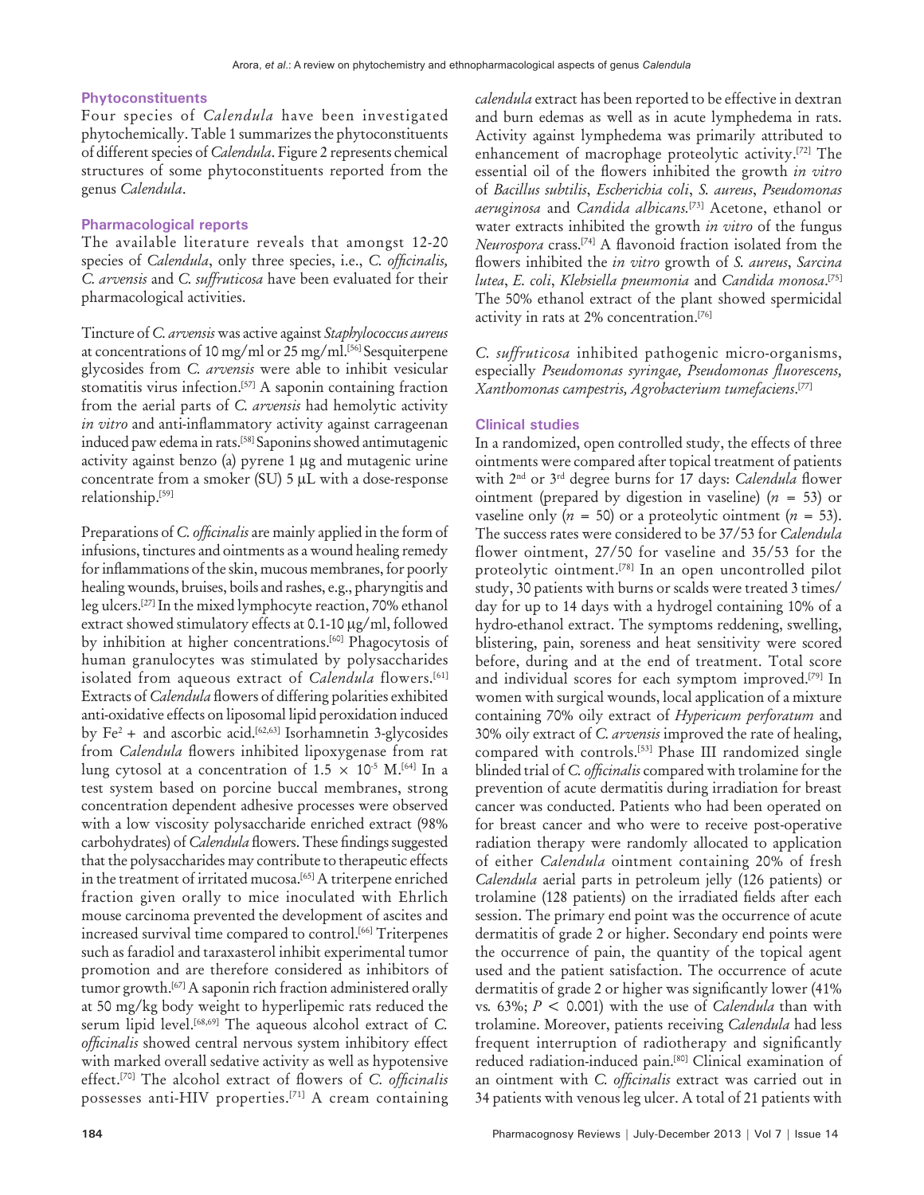## Phytoconstituents

Four species of *Calendula* have been investigated phytochemically. Table 1 summarizes the phytoconstituents of different species of *Calendula*. Figure 2 represents chemical structures of some phytoconstituents reported from the genus *Calendula*.

## Pharmacological reports

The available literature reveals that amongst 12-20 species of *Calendula*, only three species, i.e., *C. officinalis*, *C. arvensis* and *C. suffruticosa* have been evaluated for their pharmacological activities.

Tincture of *C. arvensis* was active against *Staphylococcus aureus* at concentrations of 10 mg/ml or 25 mg/ml.[56] Sesquiterpene glycosides from *C. arvensis* were able to inhibit vesicular stomatitis virus infection.[57] A saponin containing fraction from the aerial parts of *C. arvensis* had hemolytic activity *in vitro* and anti-inflammatory activity against carrageenan induced paw edema in rats.[58] Saponins showed antimutagenic activity against benzo (a) pyrene 1 μg and mutagenic urine concentrate from a smoker (SU) 5 μL with a dose-response relationship.[59]

Preparations of *C. officinalis* are mainly applied in the form of infusions, tinctures and ointments as a wound healing remedy for inflammations of the skin, mucous membranes, for poorly healing wounds, bruises, boils and rashes, e.g., pharyngitis and leg ulcers.[27] In the mixed lymphocyte reaction, 70% ethanol extract showed stimulatory effects at 0.1-10 μg/ml, followed by inhibition at higher concentrations.[60] Phagocytosis of human granulocytes was stimulated by polysaccharides isolated from aqueous extract of *Calendula* flowers.[61] Extracts of *Calendula* flowers of differing polarities exhibited anti-oxidative effects on liposomal lipid peroxidation induced by $Fe^{2+}$ and ascorbic acid.[62,63] Isorhamnetin 3-glycosides from *Calendula* flowers inhibited lipoxygenase from rat lung cytosol at a concentration of $1.5 \times 10^{-5}$ M.[64] In a test system based on porcine buccal membranes, strong concentration dependent adhesive processes were observed with a low viscosity polysaccharide enriched extract (98% carbohydrates) of *Calendula* flowers. These findings suggested that the polysaccharides may contribute to therapeutic effects in the treatment of irritated mucosa.[65] A triterpene enriched fraction given orally to mice inoculated with Ehrlich mouse carcinoma prevented the development of ascites and increased survival time compared to control.[66] Triterpenes such as faradiol and taraxasterol inhibit experimental tumor promotion and are therefore considered as inhibitors of tumor growth.[67] A saponin rich fraction administered orally at 50 mg/kg body weight to hyperlipemic rats reduced the serum lipid level.[68,69] The aqueous alcohol extract of *C. officinalis* showed central nervous system inhibitory effect with marked overall sedative activity as well as hypotensive effect.[70] The alcohol extract of flowers of *C. officinalis* possesses anti-HIV properties.[71] A cream containing *calendula* extract has been reported to be effective in dextran and burn edemas as well as in acute lymphedema in rats. Activity against lymphedema was primarily attributed to enhancement of macrophage proteolytic activity.[72] The essential oil of the flowers inhibited the growth *in vitro* of *Bacillus subtilis*, *Escherichia coli*, *S. aureus*, *Pseudomonas aeruginosa* and *Candida albicans*.[73] Acetone, ethanol or water extracts inhibited the growth *in vitro* of the fungus *Neurospora* crass.[74] A flavonoid fraction isolated from the flowers inhibited the *in vitro* growth of *S. aureus*, *Sarcina lutea*, *E. coli*, *Klebsiella pneumonia* and *Candida monosa*.[75] The 50% ethanol extract of the plant showed spermicidal activity in rats at 2% concentration.[76]

*C. suffruticosa* inhibited pathogenic micro-organisms, especially *Pseudomonas syringae*, *Pseudomonas fluorescens*, *Xanthomonas campestris*, *Agrobacterium tumefaciens*.[77]

## Clinical studies

In a randomized, open controlled study, the effects of three ointments were compared after topical treatment of patients with 2nd or 3rd degree burns for 17 days: *Calendula* flower ointment (prepared by digestion in vaseline) ($n$ = 53) or vaseline only ($n$ = 50) or a proteolytic ointment ($n$ = 53). The success rates were considered to be 37/53 for *Calendula* flower ointment, 27/50 for vaseline and 35/53 for the proteolytic ointment.[78] In an open uncontrolled pilot study, 30 patients with burns or scalds were treated 3 times/day for up to 14 days with a hydrogel containing 10% of a hydro-ethanol extract. The symptoms reddening, swelling, blistering, pain, soreness and heat sensitivity were scored before, during and at the end of treatment. Total score and individual scores for each symptom improved.[79] In women with surgical wounds, local application of a mixture containing 70% oily extract of *Hypericum perforatum* and 30% oily extract of *C. arvensis* improved the rate of healing, compared with controls.[53] Phase III randomized single blinded trial of *C. officinalis* compared with trolamine for the prevention of acute dermatitis during irradiation for breast cancer was conducted. Patients who had been operated on for breast cancer and who were to receive post-operative radiation therapy were randomly allocated to application of either *Calendula* ointment containing 20% of fresh *Calendula* aerial parts in petroleum jelly (126 patients) or trolamine (128 patients) on the irradiated fields after each session. The primary end point was the occurrence of acute dermatitis of grade 2 or higher. Secondary end points were the occurrence of pain, the quantity of the topical agent used and the patient satisfaction. The occurrence of acute dermatitis of grade 2 or higher was significantly lower (41% vs. 63%; $P < 0.001$) with the use of *Calendula* than with trolamine. Moreover, patients receiving *Calendula* had less frequent interruption of radiotherapy and significantly reduced radiation-induced pain.[80] Clinical examination of an ointment with *C. officinalis* extract was carried out in 34 patients with venous leg ulcer. A total of 21 patients with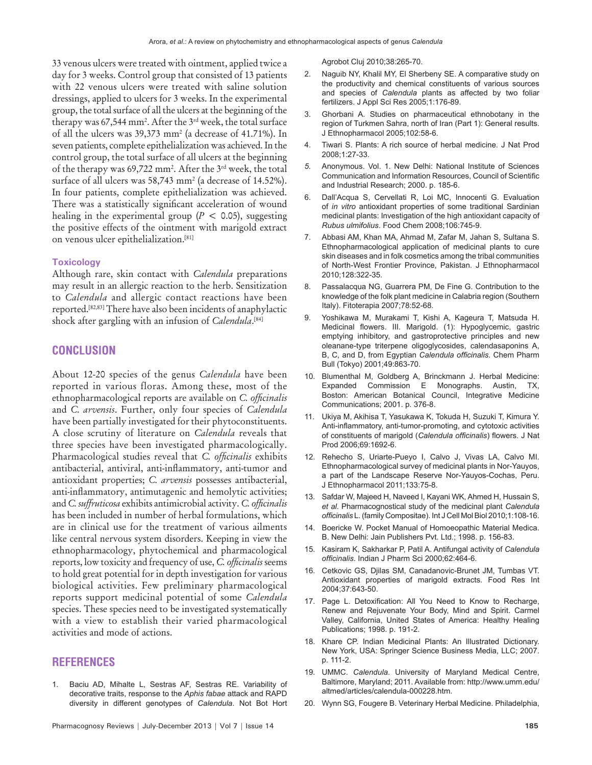33 venous ulcers were treated with ointment, applied twice a day for 3 weeks. Control group that consisted of 13 patients with 22 venous ulcers were treated with saline solution dressings, applied to ulcers for 3 weeks. In the experimental group, the total surface of all the ulcers at the beginning of the therapy was 67,544 mm$^2$. After the 3$^{rd}$ week, the total surface of all the ulcers was 39,373 mm$^2$ (a decrease of 41.71%). In seven patients, complete epithelialization was achieved. In the control group, the total surface of all ulcers at the beginning of the therapy was 69,722 mm$^2$. After the 3$^{rd}$ week, the total surface of all ulcers was 58,743 mm$^2$ (a decrease of 14.52%). In four patients, complete epithelialization acceleration was achieved. There was a statistically significant acceleration of wound healing in the experimental group ($P < 0.05$), suggesting the positive effects of the ointment with marigold extract on venous ulcer epithelialization.[81]

### Toxicology

Although rare, skin contact with *Calendula* preparations may result in an allergic reaction to the herb. Sensitization to *Calendula* and allergic contact reactions have been reported.[82,83] There have also been incidents of anaphylactic shock after gargling with an infusion of *Calendula*.[84]

## CONCLUSION

About 12-20 species of the genus *Calendula* have been reported in various floras. Among these, most of the ethnopharmacological reports are available on *C. officinalis* and *C. arvensis*. Further, only four species of *Calendula* have been partially investigated for their phytoconstituents. A close scrutiny of literature on *Calendula* reveals that three species have been investigated pharmacologically. Pharmacological studies reveal that *C. officinalis* exhibits antibacterial, antiviral, anti-inflammatory, anti-tumor and antioxidant properties; *C. arvensis* possesses antibacterial, anti-inflammatory, antimutagenic and hemolytic activities; and *C. suffruticosa* exhibits antimicrobial activity. *C. officinalis* has been included in number of herbal formulations, which are in clinical use for the treatment of various ailments like central nervous system disorders. Keeping in view the ethnopharmacology, phytochemical and pharmacological reports, low toxicity and frequency of use, *C. officinalis* seems to hold great potential for in depth investigation for various biological activities. Few preliminary pharmacological reports support medicinal potential of some *Calendula* species. These species need to be investigated systematically with a view to establish their varied pharmacological activities and mode of actions.

## REFERENCES

1. Baciu AD, Mihalte L, Sestras AF, Sestras RE. Variability of decorative traits, response to the *Aphis fabae* attack and RAPD diversity in different genotypes of *Calendula*. Not Bot Hort Agrobot Cluj 2010;38:265-70.
2. Naguib NY, Khalil MY, El Sherbeny SE. A comparative study on the productivity and chemical constituents of various sources and species of *Calendula* plants as affected by two foliar fertilizers. J Appl Sci Res 2005;1:176-89.
3. Ghorbani A. Studies on pharmaceutical ethnobotany in the region of Turkmen Sahra, north of Iran (Part 1): General results. J Ethnopharmacol 2005;102:58-6.
4. Tiwari S. Plants: A rich source of herbal medicine. J Nat Prod 2008;1:27-33.
5. Anonymous. Vol. 1. New Delhi: National Institute of Sciences Communication and Information Resources, Council of Scientific and Industrial Research; 2000. p. 185-6.
6. Dall'Acqua S, Cervellati R, Loi MC, Innocenti G. Evaluation of *in vitro* antioxidant properties of some traditional Sardinian medicinal plants: Investigation of the high antioxidant capacity of *Rubus ulmifolius*. Food Chem 2008;106:745-9.
7. Abbasi AM, Khan MA, Ahmad M, Zafar M, Jahan S, Sultana S. Ethnopharmacological application of medicinal plants to cure skin diseases and in folk cosmetics among the tribal communities of North-West Frontier Province, Pakistan. J Ethnopharmacol 2010;128:322-35.
8. Passalacqua NG, Guarrera PM, De Fine G. Contribution to the knowledge of the folk plant medicine in Calabria region (Southern Italy). Fitoterapia 2007;78:52-68.
9. Yoshikawa M, Murakami T, Kishi A, Kageura T, Matsuda H. Medicinal flowers. III. Marigold. (1): Hypoglycemic, gastric emptying inhibitory, and gastroprotective principles and new oleanane-type triterpene oligoglycosides, calendasaponins A, B, C, and D, from Egyptian *Calendula officinalis*. Chem Pharm Bull (Tokyo) 2001;49:863-70.
10. Blumenthal M, Goldberg A, Brinckmann J. Herbal Medicine: Expanded Commission E Monographs. Austin, TX, Boston: American Botanical Council, Integrative Medicine Communications; 2001. p. 376-8.
11. Ukiya M, Akihisa T, Yasukawa K, Tokuda H, Suzuki T, Kimura Y. Anti-inflammatory, anti-tumor-promoting, and cytotoxic activities of constituents of marigold (*Calendula officinalis*) flowers. J Nat Prod 2006;69:1692-6.
12. Rehecho S, Uriarte-Pueyo I, Calvo J, Vivas LA, Calvo MI. Ethnopharmacological survey of medicinal plants in Nor-Yauyos, a part of the Landscape Reserve Nor-Yauyos-Cochas, Peru. J Ethnopharmacol 2011;133:75-8.
13. Safdar W, Majeed H, Naveed I, Kayani WK, Ahmed H, Hussain S, *et al.* Pharmacognostical study of the medicinal plant *Calendula officinalis* L. (family Compositae). Int J Cell Mol Biol 2010;1:108-16.
14. Boericke W. Pocket Manual of Homoeopathic Material Medica. B. New Delhi: Jain Publishers Pvt. Ltd.; 1998. p. 156-83.
15. Kasiram K, Sakharkar P, Patil A. Antifungal activity of *Calendula officinalis*. Indian J Pharm Sci 2000;62:464-6.
16. Cetkovic GS, Djilas SM, Canadanovic-Brunet JM, Tumbas VT. Antioxidant properties of marigold extracts. Food Res Int 2004;37:643-50.
17. Page L. Detoxification: All You Need to Know to Recharge, Renew and Rejuvenate Your Body, Mind and Spirit. Carmel Valley, California, United States of America: Healthy Healing Publications; 1998. p. 191-2.
18. Khare CP. Indian Medicinal Plants: An Illustrated Dictionary. New York, USA: Springer Science Business Media, LLC; 2007. p. 111-2.
19. UMMC. *Calendula*. University of Maryland Medical Centre, Baltimore, Maryland; 2011. Available from: http://www.umm.edu/altmed/articles/calendula-000228.htm.
20. Wynn SG, Fougere B. Veterinary Herbal Medicine. Philadelphia,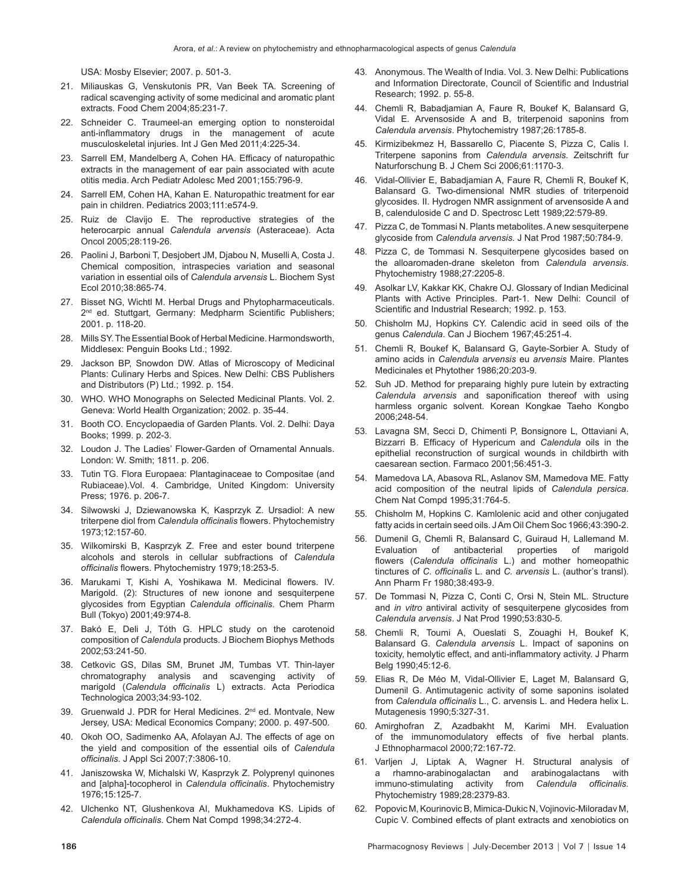USA: Mosby Elsevier; 2007. p. 501-3.

21. Miliauskas G, Venskutonis PR, Van Beek TA. Screening of radical scavenging activity of some medicinal and aromatic plant extracts. Food Chem 2004;85:231-7.
22. Schneider C. Traumeel-an emerging option to nonsteroidal anti-inflammatory drugs in the management of acute musculoskeletal injuries. Int J Gen Med 2011;4:225-34.
23. Sarrell EM, Mandelberg A, Cohen HA. Efficacy of naturopathic extracts in the management of ear pain associated with acute otitis media. Arch Pediatr Adolesc Med 2001;155:796-9.
24. Sarrell EM, Cohen HA, Kahan E. Naturopathic treatment for ear pain in children. Pediatrics 2003;111:e574-9.
25. Ruiz de Clavijo E. The reproductive strategies of the heterocarpic annual *Calendula arvensis* (Asteraceae). Acta Oncol 2005;28:119-26.
26. Paolini J, Barboni T, Desjobert JM, Djabou N, Muselli A, Costa J. Chemical composition, intraspecies variation and seasonal variation in essential oils of *Calendula arvensis* L. Biochem Syst Ecol 2010;38:865-74.
27. Bisset NG, Wichtl M. Herbal Drugs and Phytopharmaceuticals. 2nd ed. Stuttgart, Germany: Medpharm Scientific Publishers; 2001. p. 118-20.
28. Mills SY. The Essential Book of Herbal Medicine. Harmondsworth, Middlesex: Penguin Books Ltd.; 1992.
29. Jackson BP, Snowdon DW. Atlas of Microscopy of Medicinal Plants: Culinary Herbs and Spices. New Delhi: CBS Publishers and Distributors (P) Ltd.; 1992. p. 154.
30. WHO. WHO Monographs on Selected Medicinal Plants. Vol. 2. Geneva: World Health Organization; 2002. p. 35-44.
31. Booth CO. Encyclopaedia of Garden Plants. Vol. 2. Delhi: Daya Books; 1999. p. 202-3.
32. Loudon J. The Ladies' Flower-Garden of Ornamental Annuals. London: W. Smith; 1811. p. 206.
33. Tutin TG. Flora Europaea: Plantaginaceae to Compositae (and Rubiaceae).Vol. 4. Cambridge, United Kingdom: University Press; 1976. p. 206-7.
34. Silwowski J, Dziewanowska K, Kasprzyk Z. Ursadiol: A new triterpene diol from *Calendula officinalis* flowers. Phytochemistry 1973;12:157-60.
35. Wilkomirski B, Kasprzyk Z. Free and ester bound triterpene alcohols and sterols in cellular subfractions of *Calendula officinalis* flowers. Phytochemistry 1979;18:253-5.
36. Marukami T, Kishi A, Yoshikawa M. Medicinal flowers. IV. Marigold. (2): Structures of new ionone and sesquiterpene glycosides from Egyptian *Calendula officinalis*. Chem Pharm Bull (Tokyo) 2001;49:974-8.
37. Bakó E, Deli J, Tóth G. HPLC study on the carotenoid composition of *Calendula* products. J Biochem Biophys Methods 2002;53:241-50.
38. Cetkovic GS, Dilas SM, Brunet JM, Tumbas VT. Thin-layer chromatography analysis and scavenging activity of marigold (*Calendula officinalis* L) extracts. Acta Periodica Technologica 2003;34:93-102.
39. Gruenwald J. PDR for Heral Medicines. 2nd ed. Montvale, New Jersey, USA: Medical Economics Company; 2000. p. 497-500.
40. Okoh OO, Sadimenko AA, Afolayan AJ. The effects of age on the yield and composition of the essential oils of *Calendula officinalis*. J Appl Sci 2007;7:3806-10.
41. Janiszowska W, Michalski W, Kasprzyk Z. Polyprenyl quinones and [alpha]-tocopherol in *Calendula officinalis*. Phytochemistry 1976;15:125-7.
42. Ulchenko NT, Glushenkova AI, Mukhamedova KS. Lipids of *Calendula officinalis*. Chem Nat Compd 1998;34:272-4.
43. Anonymous. The Wealth of India. Vol. 3. New Delhi: Publications and Information Directorate, Council of Scientific and Industrial Research; 1992. p. 55-8.
44. Chemli R, Babadjamian A, Faure R, Boukef K, Balansard G, Vidal E. Arvensoside A and B, triterpenoid saponins from *Calendula arvensis*. Phytochemistry 1987;26:1785-8.
45. Kirmizibekmez H, Bassarello C, Piacente S, Pizza C, Calis I. Triterpene saponins from *Calendula arvensis*. Zeitschrift fur Naturforschung B. J Chem Sci 2006;61:1170-3.
46. Vidal-Ollivier E, Babadjamian A, Faure R, Chemli R, Boukef K, Balansard G. Two-dimensional NMR studies of triterpenoid glycosides. II. Hydrogen NMR assignment of arvensoside A and B, calenduloside C and D. Spectrosc Lett 1989;22:579-89.
47. Pizza C, de Tommasi N. Plants metabolites. A new sesquiterpene glycoside from *Calendula arvensis*. J Nat Prod 1987;50:784-9.
48. Pizza C, de Tommasi N. Sesquiterpene glycosides based on the alloaromaden-drane skeleton from *Calendula arvensis*. Phytochemistry 1988;27:2205-8.
49. Asolkar LV, Kakkar KK, Chakre OJ. Glossary of Indian Medicinal Plants with Active Principles. Part-1. New Delhi: Council of Scientific and Industrial Research; 1992. p. 153.
50. Chisholm MJ, Hopkins CY. Calendic acid in seed oils of the genus *Calendula*. Can J Biochem 1967;45:251-4.
51. Chemli R, Boukef K, Balansard G, Gayte-Sorbier A. Study of amino acids in *Calendula arvensis* eu *arvensis* Maire. Plantes Medicinales et Phytother 1986;20:203-9.
52. Suh JD. Method for preparaing highly pure lutein by extracting *Calendula arvensis* and saponification thereof with using harmless organic solvent. Korean Kongkae Taeho Kongbo 2006;248-54.
53. Lavagna SM, Secci D, Chimenti P, Bonsignore L, Ottaviani A, Bizzarri B. Efficacy of Hypericum and *Calendula* oils in the epithelial reconstruction of surgical wounds in childbirth with caesarean section. Farmaco 2001;56:451-3.
54. Mamedova LA, Abasova RL, Aslanov SM, Mamedova ME. Fatty acid composition of the neutral lipids of *Calendula persica*. Chem Nat Compd 1995;31:764-5.
55. Chisholm M, Hopkins C. Kamlolenic acid and other conjugated fatty acids in certain seed oils. J Am Oil Chem Soc 1966;43:390-2.
56. Dumenil G, Chemli R, Balansard C, Guiraud H, Lallemand M. Evaluation of antibacterial properties of marigold flowers (*Calendula officinalis* L.) and mother homeopathic tinctures of *C. officinalis* L. and *C. arvensis* L. (author's transl). Ann Pharm Fr 1980;38:493-9.
57. De Tommasi N, Pizza C, Conti C, Orsi N, Stein ML. Structure and *in vitro* antiviral activity of sesquiterpene glycosides from *Calendula arvensis*. J Nat Prod 1990;53:830-5.
58. Chemli R, Toumi A, Oueslati S, Zouaghi H, Boukef K, Balansard G. *Calendula arvensis* L. Impact of saponins on toxicity, hemolytic effect, and anti-inflammatory activity. J Pharm Belg 1990;45:12-6.
59. Elias R, De Méo M, Vidal-Ollivier E, Laget M, Balansard G, Dumenil G. Antimutagenic activity of some saponins isolated from *Calendula officinalis* L., C. arvensis L. and Hedera helix L. Mutagenesis 1990;5:327-31.
60. Amirghofran Z, Azadbakht M, Karimi MH. Evaluation of the immunomodulatory effects of five herbal plants. J Ethnopharmacol 2000;72:167-72.
61. Varljen J, Liptak A, Wagner H. Structural analysis of a rhamno-arabinogalactan and arabinogalactans with immuno-stimulating activity from *Calendula officinalis*. Phytochemistry 1989;28:2379-83.
62. Popovic M, Kourinovic B, Mimica-Dukic N, Vojinovic-Miloradav M, Cupic V. Combined effects of plant extracts and xenobiotics on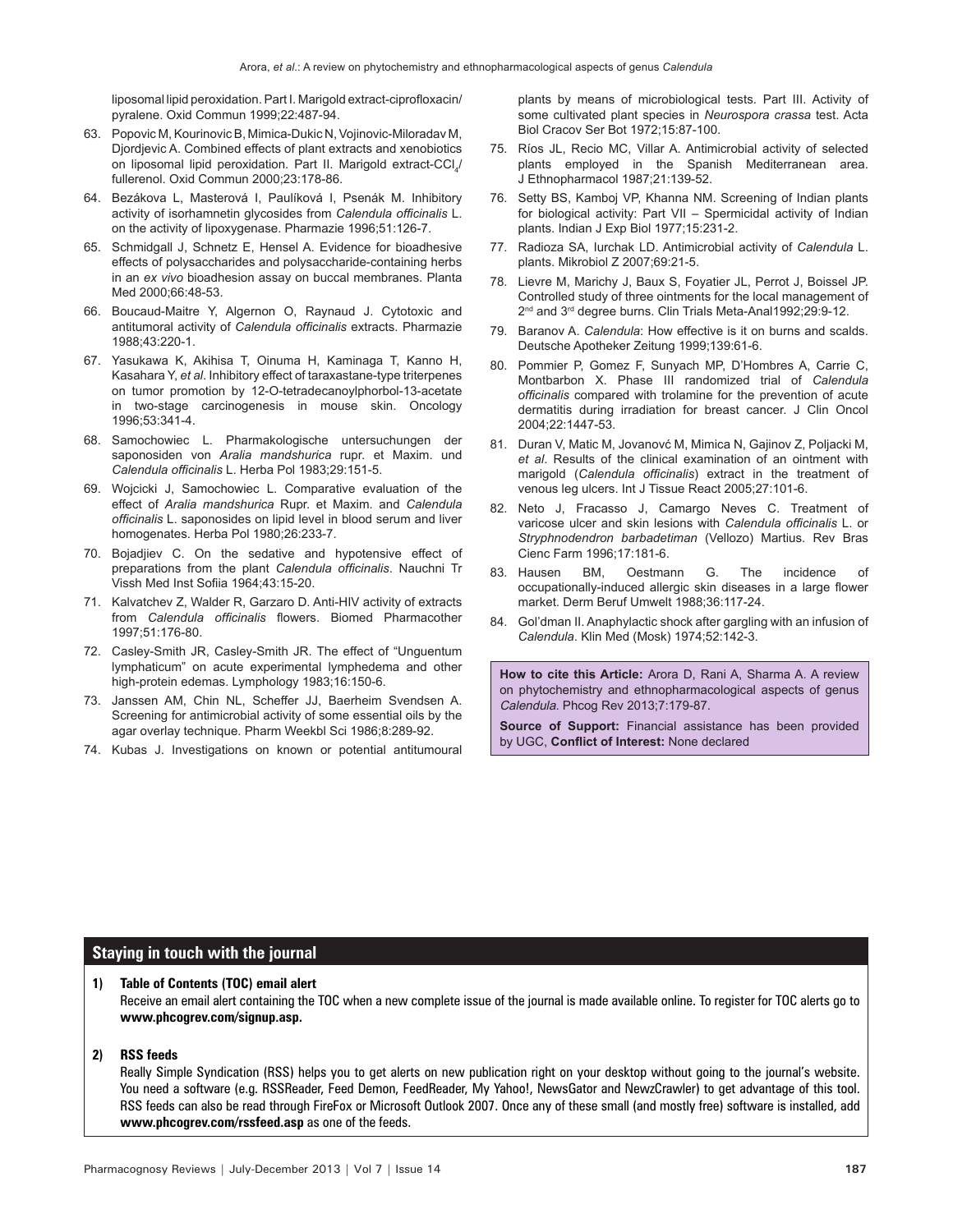liposomal lipid peroxidation. Part I. Marigold extract-ciprofloxacin/pyralene. Oxid Commun 1999;22:487-94.

63. Popovic M, Kourinovic B, Mimica-Dukic N, Vojinovic-Miloradav M, Djordjevic A. Combined effects of plant extracts and xenobiotics on liposomal lipid peroxidation. Part II. Marigold extract-$CCl_4$/fullerenol. Oxid Commun 2000;23:178-86.
64. Bezákova L, Masterová I, Paulíková I, Psenák M. Inhibitory activity of isorhamnetin glycosides from *Calendula officinalis* L. on the activity of lipoxygenase. Pharmazie 1996;51:126-7.
65. Schmidgall J, Schnetz E, Hensel A. Evidence for bioadhesive effects of polysaccharides and polysaccharide-containing herbs in an *ex vivo* bioadhesion assay on buccal membranes. Planta Med 2000;66:48-53.
66. Boucaud-Maitre Y, Algernon O, Raynaud J. Cytotoxic and antitumoral activity of *Calendula officinalis* extracts. Pharmazie 1988;43:220-1.
67. Yasukawa K, Akihisa T, Oinuma H, Kaminaga T, Kanno H, Kasahara Y, *et al*. Inhibitory effect of taraxastane-type triterpenes on tumor promotion by 12-O-tetradecanoylphorbol-13-acetate in two-stage carcinogenesis in mouse skin. Oncology 1996;53:341-4.
68. Samochowiec L. Pharmakologische untersuchungen der saponosiden von *Aralia mandshurica* rupr. et Maxim. und *Calendula officinalis* L. Herba Pol 1983;29:151-5.
69. Wojcicki J, Samochowiec L. Comparative evaluation of the effect of *Aralia mandshurica* Rupr. et Maxim. and *Calendula officinalis* L. saponosides on lipid level in blood serum and liver homogenates. Herba Pol 1980;26:233-7.
70. Bojadjiev C. On the sedative and hypotensive effect of preparations from the plant *Calendula officinalis*. Nauchni Tr Vissh Med Inst Sofiia 1964;43:15-20.
71. Kalvatchev Z, Walder R, Garzaro D. Anti-HIV activity of extracts from *Calendula officinalis* flowers. Biomed Pharmacother 1997;51:176-80.
72. Casley-Smith JR, Casley-Smith JR. The effect of "Unguentum lymphaticum" on acute experimental lymphedema and other high-protein edemas. Lymphology 1983;16:150-6.
73. Janssen AM, Chin NL, Scheffer JJ, Baerheim Svendsen A. Screening for antimicrobial activity of some essential oils by the agar overlay technique. Pharm Weekbl Sci 1986;8:289-92.
74. Kubas J. Investigations on known or potential antitumoural plants by means of microbiological tests. Part III. Activity of some cultivated plant species in *Neurospora crassa* test. Acta Biol Cracov Ser Bot 1972;15:87-100.
75. Ríos JL, Recio MC, Villar A. Antimicrobial activity of selected plants employed in the Spanish Mediterranean area. J Ethnopharmacol 1987;21:139-52.
76. Setty BS, Kamboj VP, Khanna NM. Screening of Indian plants for biological activity: Part VII – Spermicidal activity of Indian plants. Indian J Exp Biol 1977;15:231-2.
77. Radioza SA, Iurchak LD. Antimicrobial activity of *Calendula* L. plants. Mikrobiol Z 2007;69:21-5.
78. Lievre M, Marichy J, Baux S, Foyatier JL, Perrot J, Boissel JP. Controlled study of three ointments for the local management of 2nd and 3rd degree burns. Clin Trials Meta-Anal1992;29:9-12.
79. Baranov A. *Calendula*: How effective is it on burns and scalds. Deutsche Apotheker Zeitung 1999;139:61-6.
80. Pommier P, Gomez F, Sunyach MP, D'Hombres A, Carrie C, Montbarbon X. Phase III randomized trial of *Calendula officinalis* compared with trolamine for the prevention of acute dermatitis during irradiation for breast cancer. J Clin Oncol 2004;22:1447-53.
81. Duran V, Matic M, Jovanovć M, Mimica N, Gajinov Z, Poljacki M, *et al*. Results of the clinical examination of an ointment with marigold (*Calendula officinalis*) extract in the treatment of venous leg ulcers. Int J Tissue React 2005;27:101-6.
82. Neto J, Fracasso J, Camargo Neves C. Treatment of varicose ulcer and skin lesions with *Calendula officinalis* L. or *Stryphnodendron barbadetiman* (Vellozo) Martius. Rev Bras Cienc Farm 1996;17:181-6.
83. Hausen BM, Oestmann G. The incidence of occupationally-induced allergic skin diseases in a large flower market. Derm Beruf Umwelt 1988;36:117-24.
84. Gol'dman II. Anaphylactic shock after gargling with an infusion of *Calendula*. Klin Med (Mosk) 1974;52:142-3.

**How to cite this Article:** Arora D, Rani A, Sharma A. A review on phytochemistry and ethnopharmacological aspects of genus *Calendula*. Phcog Rev 2013;7:179-87.

**Source of Support:** Financial assistance has been provided by UGC, **Conflict of Interest:** None declared

## Staying in touch with the journal

**1) Table of Contents (TOC) email alert**
Receive an email alert containing the TOC when a new complete issue of the journal is made available online. To register for TOC alerts go to **www.phcogrev.com/signup.asp.**

**2) RSS feeds**
Really Simple Syndication (RSS) helps you to get alerts on new publication right on your desktop without going to the journal's website. You need a software (e.g. RSSReader, Feed Demon, FeedReader, My Yahoo!, NewsGator and NewzCrawler) to get advantage of this tool. RSS feeds can also be read through FireFox or Microsoft Outlook 2007. Once any of these small (and mostly free) software is installed, add **www.phcogrev.com/rssfeed.asp** as one of the feeds.